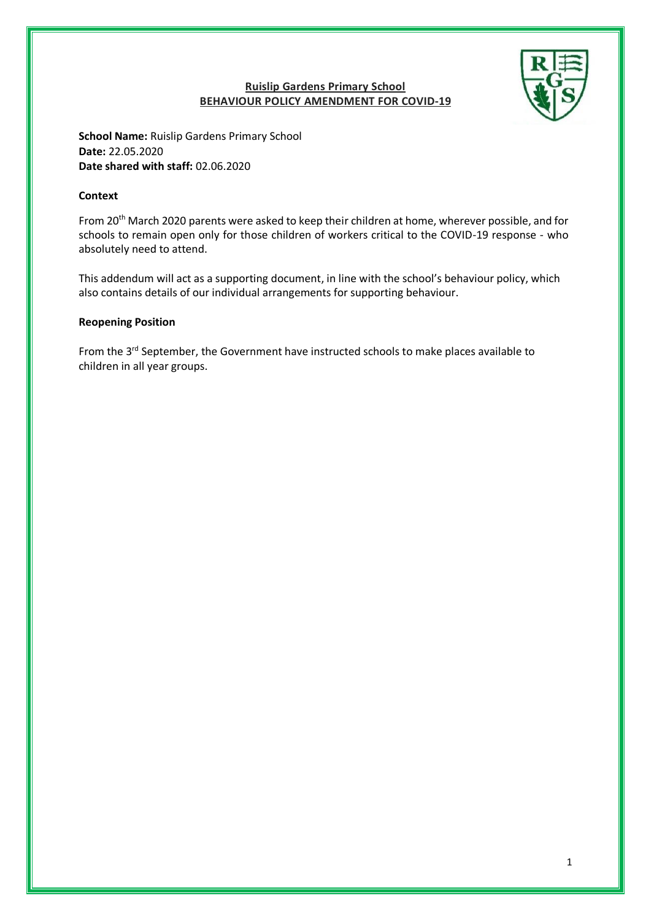# Ruislip Gardens Primary School
## BEHAVIOUR POLICY AMENDMENT FOR COVID-19

**School Name:** Ruislip Gardens Primary School
**Date:** 22.05.2020
**Date shared with staff:** 02.06.2020

**Context**

From 20th March 2020 parents were asked to keep their children at home, wherever possible, and for schools to remain open only for those children of workers critical to the COVID-19 response - who absolutely need to attend.

This addendum will act as a supporting document, in line with the school's behaviour policy, which also contains details of our individual arrangements for supporting behaviour.

**Reopening Position**

From the 3rd September, the Government have instructed schools to make places available to children in all year groups.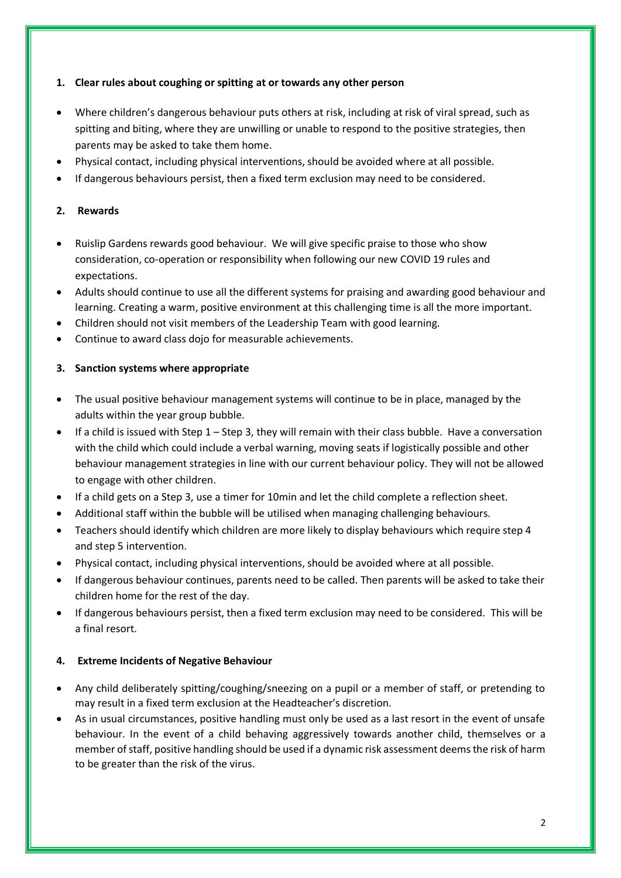1. **Clear rules about coughing or spitting at or towards any other person**

- Where children's dangerous behaviour puts others at risk, including at risk of viral spread, such as spitting and biting, where they are unwilling or unable to respond to the positive strategies, then parents may be asked to take them home.
- Physical contact, including physical interventions, should be avoided where at all possible.
- If dangerous behaviours persist, then a fixed term exclusion may need to be considered.

2. **Rewards**

- Ruislip Gardens rewards good behaviour. We will give specific praise to those who show consideration, co-operation or responsibility when following our new COVID 19 rules and expectations.
- Adults should continue to use all the different systems for praising and awarding good behaviour and learning. Creating a warm, positive environment at this challenging time is all the more important.
- Children should not visit members of the Leadership Team with good learning.
- Continue to award class dojo for measurable achievements.

3. **Sanction systems where appropriate**

- The usual positive behaviour management systems will continue to be in place, managed by the adults within the year group bubble.
- If a child is issued with Step 1 – Step 3, they will remain with their class bubble. Have a conversation with the child which could include a verbal warning, moving seats if logistically possible and other behaviour management strategies in line with our current behaviour policy. They will not be allowed to engage with other children.
- If a child gets on a Step 3, use a timer for 10min and let the child complete a reflection sheet.
- Additional staff within the bubble will be utilised when managing challenging behaviours.
- Teachers should identify which children are more likely to display behaviours which require step 4 and step 5 intervention.
- Physical contact, including physical interventions, should be avoided where at all possible.
- If dangerous behaviour continues, parents need to be called. Then parents will be asked to take their children home for the rest of the day.
- If dangerous behaviours persist, then a fixed term exclusion may need to be considered. This will be a final resort.

4. **Extreme Incidents of Negative Behaviour**

- Any child deliberately spitting/coughing/sneezing on a pupil or a member of staff, or pretending to may result in a fixed term exclusion at the Headteacher's discretion.
- As in usual circumstances, positive handling must only be used as a last resort in the event of unsafe behaviour. In the event of a child behaving aggressively towards another child, themselves or a member of staff, positive handling should be used if a dynamic risk assessment deems the risk of harm to be greater than the risk of the virus.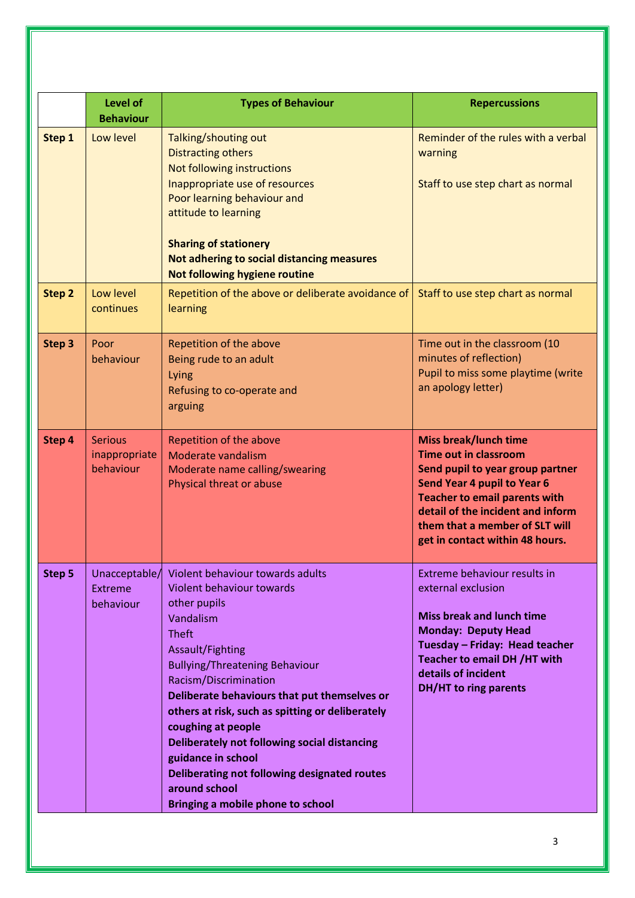| | Level of Behaviour | Types of Behaviour | Repercussions |
|---|---|---|---|
| Step 1 | Low level | Talking/shouting out<br>Distracting others<br>Not following instructions<br>Inappropriate use of resources<br>Poor learning behaviour and attitude to learning<br><br>**Sharing of stationery**<br>**Not adhering to social distancing measures**<br>**Not following hygiene routine** | Reminder of the rules with a verbal warning<br><br>Staff to use step chart as normal |
| Step 2 | Low level continues | Repetition of the above or deliberate avoidance of learning | Staff to use step chart as normal |
| Step 3 | Poor behaviour | Repetition of the above<br>Being rude to an adult<br>Lying<br>Refusing to co-operate and arguing | Time out in the classroom (10 minutes of reflection)<br>Pupil to miss some playtime (write an apology letter) |
| Step 4 | Serious inappropriate behaviour | Repetition of the above<br>Moderate vandalism<br>Moderate name calling/swearing<br>Physical threat or abuse | **Miss break/lunch time**<br>**Time out in classroom**<br>**Send pupil to year group partner**<br>**Send Year 4 pupil to Year 6**<br>**Teacher to email parents with detail of the incident and inform them that a member of SLT will get in contact within 48 hours.** |
| Step 5 | Unacceptable/ Extreme behaviour | Violent behaviour towards adults<br>Violent behaviour towards other pupils<br>Vandalism<br>Theft<br>Assault/Fighting<br>Bullying/Threatening Behaviour<br>Racism/Discrimination<br>**Deliberate behaviours that put themselves or others at risk, such as spitting or deliberately coughing at people**<br>**Deliberately not following social distancing guidance in school**<br>**Deliberating not following designated routes around school**<br>**Bringing a mobile phone to school** | Extreme behaviour results in external exclusion<br><br>**Miss break and lunch time**<br>**Monday: Deputy Head**<br>**Tuesday – Friday: Head teacher**<br>**Teacher to email DH /HT with details of incident**<br>**DH/HT to ring parents** |